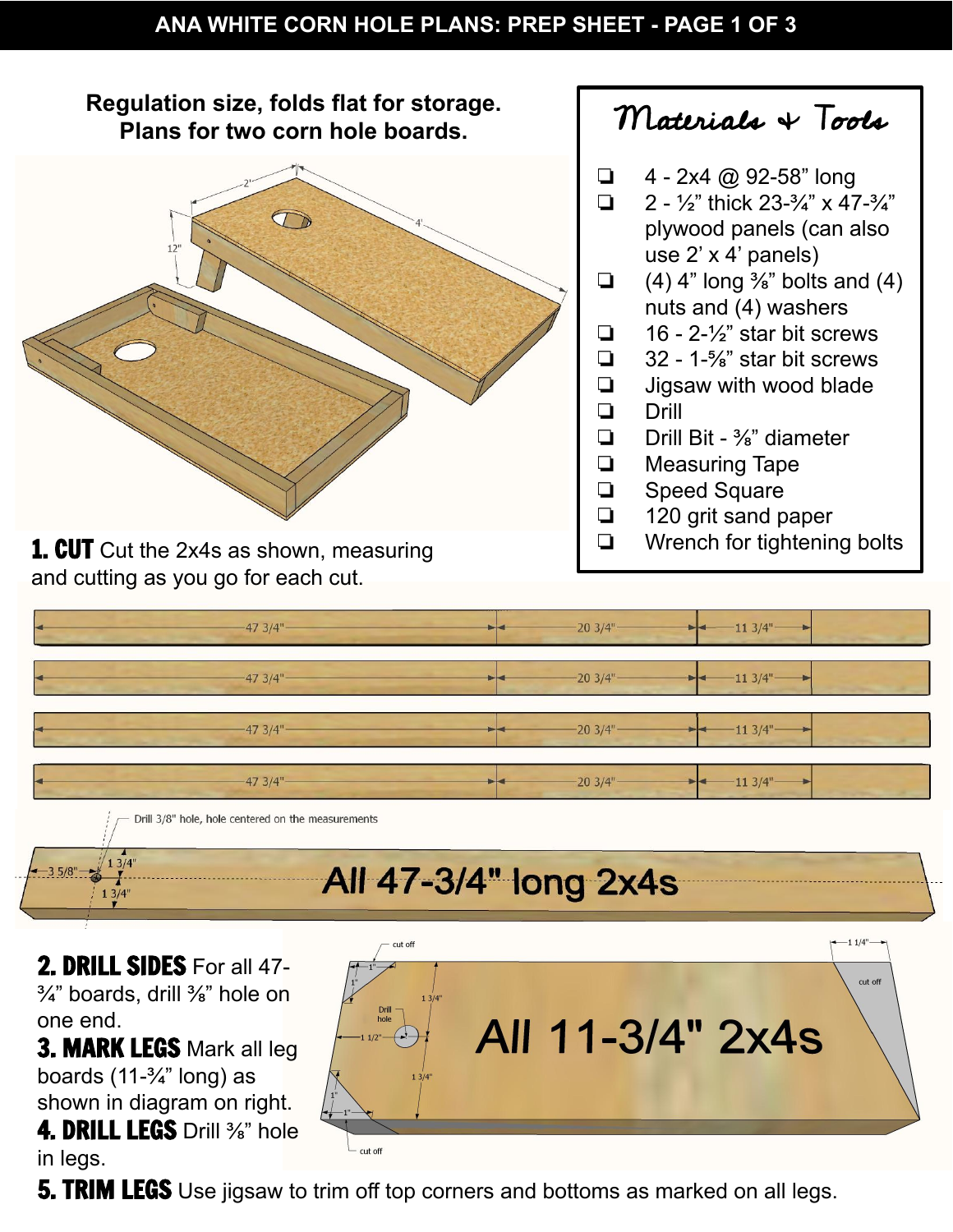# ANA WHITE CORN HOLE PLANS: PREP SHEET

**Regulation size, folds flat for storage.**
**Plans for two corn hole boards.**

## Materials & Tools

- ❏ 4 - 2x4 @ 92-58" long
- ❏ 2 - ½" thick 23-¾" x 47-¾" plywood panels (can also use 2' x 4' panels)
- ❏ (4) 4" long ⅜" bolts and (4) nuts and (4) washers
- ❏ 16 - 2-½" star bit screws
- ❏ 32 - 1-⅝" star bit screws
- ❏ Jigsaw with wood blade
- ❏ Drill
- ❏ Drill Bit - ⅜" diameter
- ❏ Measuring Tape
- ❏ Speed Square
- ❏ 120 grit sand paper
- ❏ Wrench for tightening bolts

**1. CUT** Cut the 2x4s as shown, measuring and cutting as you go for each cut.

| 47 3/4" | 20 3/4" | 11 3/4" |
|---|---|---|
| 47 3/4" | 20 3/4" | 11 3/4" |
| 47 3/4" | 20 3/4" | 11 3/4" |
| 47 3/4" | 20 3/4" | 11 3/4" |

All 47-3/4" long 2x4s — Drill 3/8" hole, hole centered on the measurements (3 5/8" from end, 1 3/4" from each edge).

**2. DRILL SIDES** For all 47-¾" boards, drill ⅜" hole on one end.

**3. MARK LEGS** Mark all leg boards (11-¾" long) as shown in diagram on right.

**4. DRILL LEGS** Drill ⅜" hole in legs.

All 11-3/4" 2x4s — cut off 1" x 1" corners at top and bottom of one end; drill hole 1 1/2" from end, 1 3/4" from each edge; cut off 1 1/4" at other end.

**5. TRIM LEGS** Use jigsaw to trim off top corners and bottoms as marked on all legs.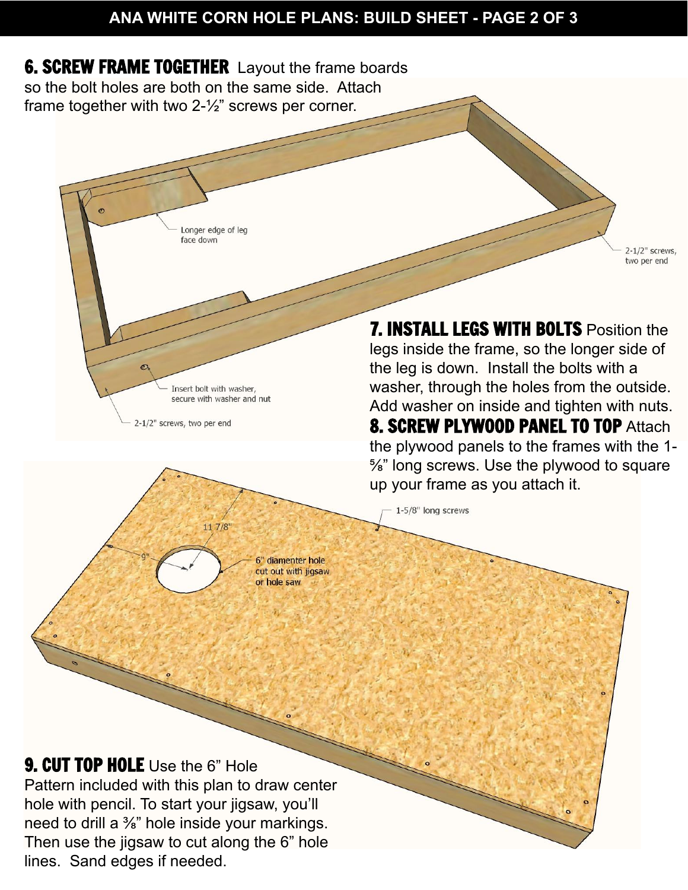## 6. SCREW FRAME TOGETHER

Layout the frame boards so the bolt holes are both on the same side. Attach frame together with two 2-½" screws per corner.

Longer edge of leg face down

2-1/2" screws, two per end

Insert bolt with washer, secure with washer and nut

2-1/2" screws, two per end

## 7. INSTALL LEGS WITH BOLTS

Position the legs inside the frame, so the longer side of the leg is down. Install the bolts with a washer, through the holes from the outside. Add washer on inside and tighten with nuts.

## 8. SCREW PLYWOOD PANEL TO TOP

Attach the plywood panels to the frames with the 1-⅝" long screws. Use the plywood to square up your frame as you attach it.

1-5/8" long screws

11 7/8"

9"

6" diamenter hole cut out with jigsaw or hole saw

## 9. CUT TOP HOLE

Use the 6" Hole Pattern included with this plan to draw center hole with pencil. To start your jigsaw, you'll need to drill a ⅜" hole inside your markings. Then use the jigsaw to cut along the 6" hole lines. Sand edges if needed.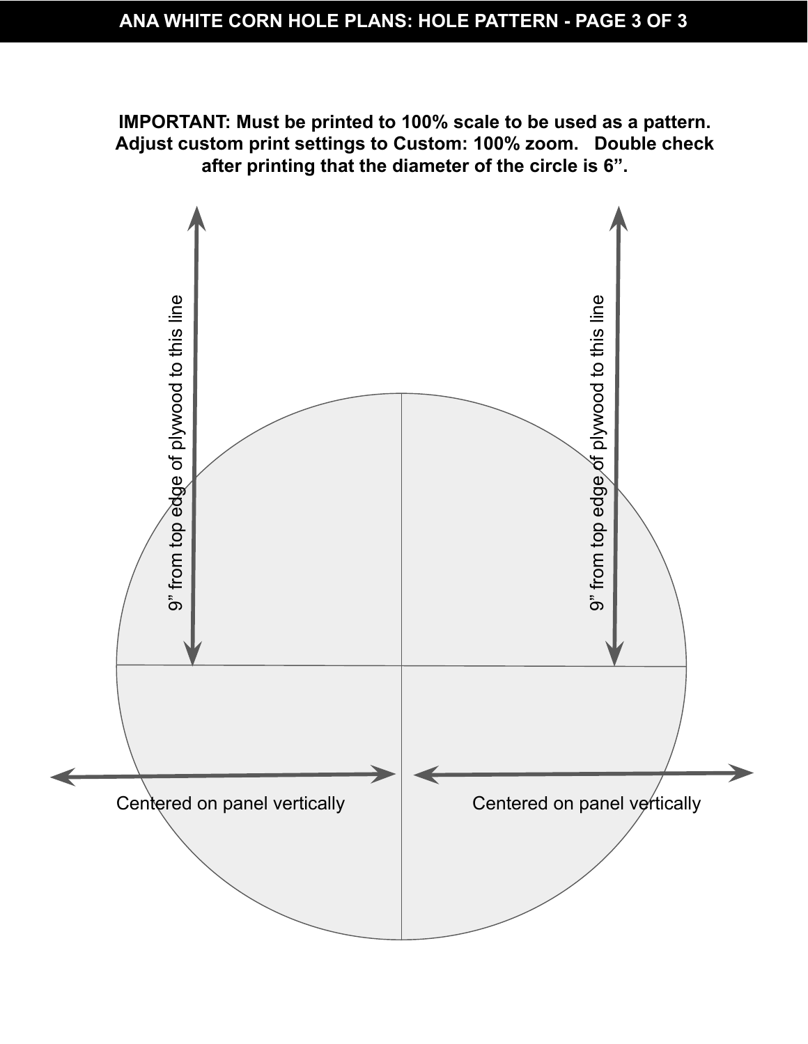**IMPORTANT: Must be printed to 100% scale to be used as a pattern. Adjust custom print settings to Custom: 100% zoom. Double check after printing that the diameter of the circle is 6".**

9" from top edge of plywood to this line

9" from top edge of plywood to this line

Centered on panel vertically

Centered on panel vertically